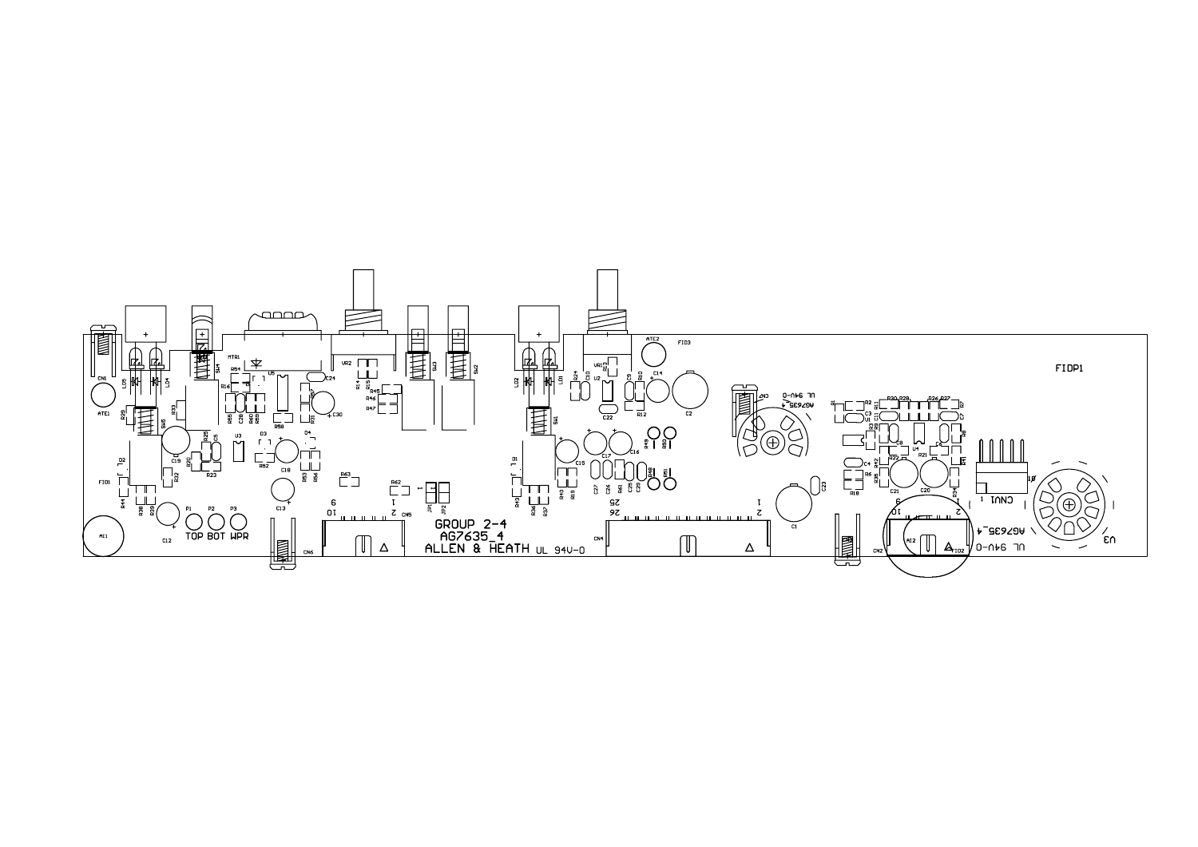GROUP 2-4
AG7635_4
ALLEN & HEATH UL 94V-0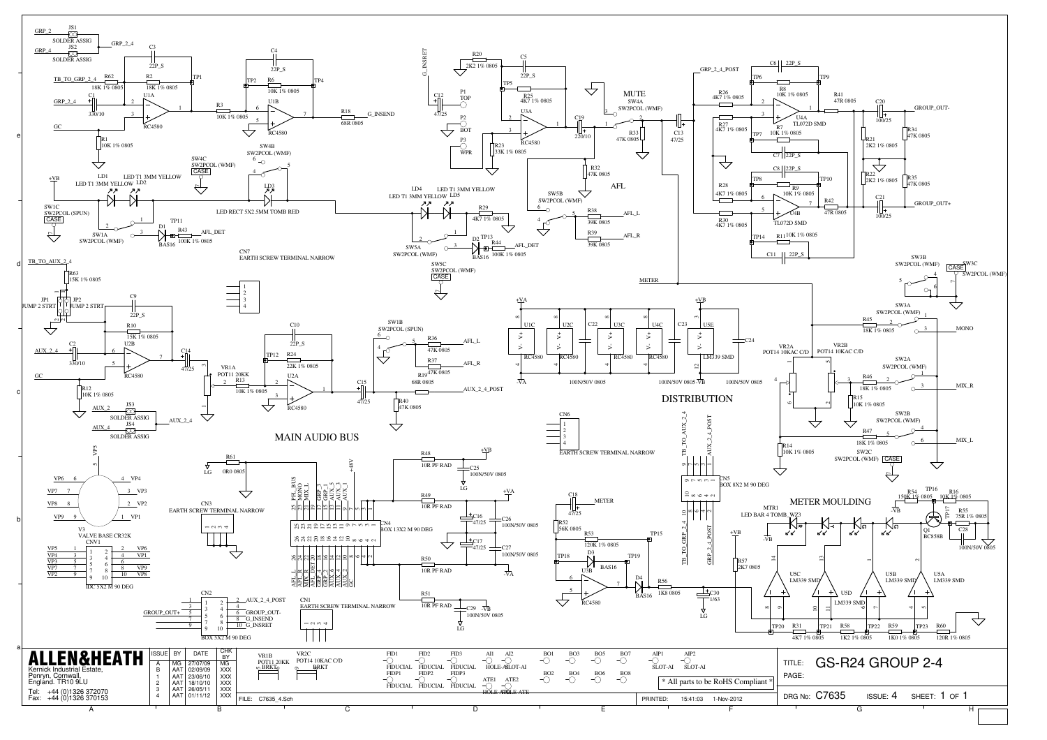## MAIN AUDIO BUS

## DISTRIBUTION

## METER MOULDING

MUTE

AFL

**ALLEN&HEATH**
Kernick Industrial Estate,
Penryn, Cornwall,
England. TR10 9LU

Tel: +44 (0)1326 372070
Fax: +44 (0)1326 370153

| ISSUE | BY | DATE | CHK BY |
|---|---|---|---|
| A | MG | 27/07/09 | MG |
| B | AAT | 02/09/09 | XXX |
| 1 | AAT | 23/10/10 | XXX |
| 2 | AAT | 18/10/10 | XXX |
| 3 | AAT | 26/05/11 | XXX |
| 4 | AAT | 01/11/12 | XXX |

FILE: C7635_4.Sch

PRINTED: 15:41:03 1-Nov-2012

\* All parts to be RoHS Compliant \*

TITLE: GS-R24 GROUP 2-4

PAGE:

DRG No: C7635 ISSUE: 4 SHEET: 1 OF 1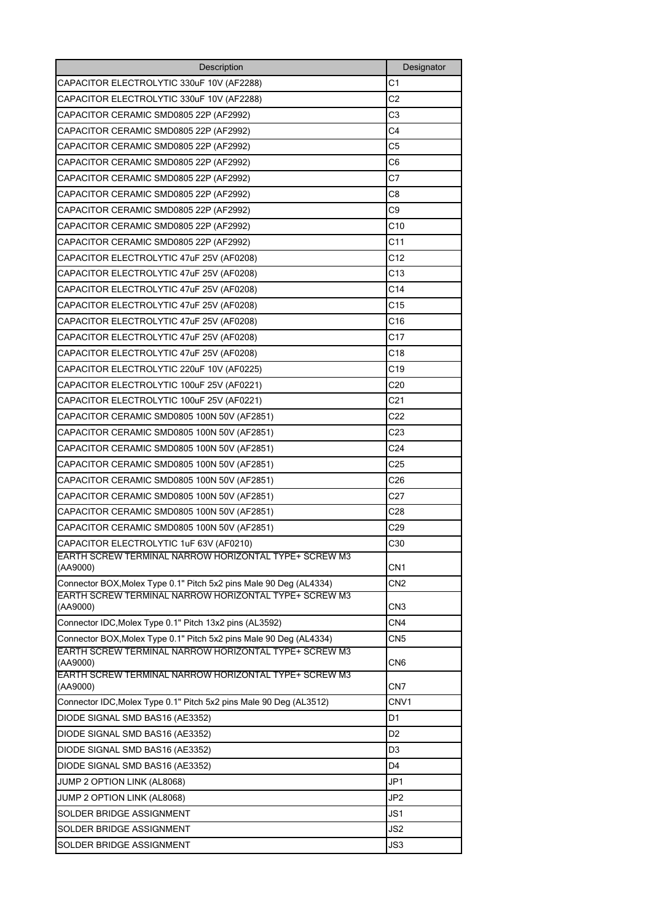| Description | Designator |
| --- | --- |
| CAPACITOR ELECTROLYTIC 330uF 10V (AF2288) | C1 |
| CAPACITOR ELECTROLYTIC 330uF 10V (AF2288) | C2 |
| CAPACITOR CERAMIC SMD0805 22P (AF2992) | C3 |
| CAPACITOR CERAMIC SMD0805 22P (AF2992) | C4 |
| CAPACITOR CERAMIC SMD0805 22P (AF2992) | C5 |
| CAPACITOR CERAMIC SMD0805 22P (AF2992) | C6 |
| CAPACITOR CERAMIC SMD0805 22P (AF2992) | C7 |
| CAPACITOR CERAMIC SMD0805 22P (AF2992) | C8 |
| CAPACITOR CERAMIC SMD0805 22P (AF2992) | C9 |
| CAPACITOR CERAMIC SMD0805 22P (AF2992) | C10 |
| CAPACITOR CERAMIC SMD0805 22P (AF2992) | C11 |
| CAPACITOR ELECTROLYTIC 47uF 25V (AF0208) | C12 |
| CAPACITOR ELECTROLYTIC 47uF 25V (AF0208) | C13 |
| CAPACITOR ELECTROLYTIC 47uF 25V (AF0208) | C14 |
| CAPACITOR ELECTROLYTIC 47uF 25V (AF0208) | C15 |
| CAPACITOR ELECTROLYTIC 47uF 25V (AF0208) | C16 |
| CAPACITOR ELECTROLYTIC 47uF 25V (AF0208) | C17 |
| CAPACITOR ELECTROLYTIC 47uF 25V (AF0208) | C18 |
| CAPACITOR ELECTROLYTIC 220uF 10V (AF0225) | C19 |
| CAPACITOR ELECTROLYTIC 100uF 25V (AF0221) | C20 |
| CAPACITOR ELECTROLYTIC 100uF 25V (AF0221) | C21 |
| CAPACITOR CERAMIC SMD0805 100N 50V (AF2851) | C22 |
| CAPACITOR CERAMIC SMD0805 100N 50V (AF2851) | C23 |
| CAPACITOR CERAMIC SMD0805 100N 50V (AF2851) | C24 |
| CAPACITOR CERAMIC SMD0805 100N 50V (AF2851) | C25 |
| CAPACITOR CERAMIC SMD0805 100N 50V (AF2851) | C26 |
| CAPACITOR CERAMIC SMD0805 100N 50V (AF2851) | C27 |
| CAPACITOR CERAMIC SMD0805 100N 50V (AF2851) | C28 |
| CAPACITOR CERAMIC SMD0805 100N 50V (AF2851) | C29 |
| CAPACITOR ELECTROLYTIC 1uF 63V (AF0210) | C30 |
| EARTH SCREW TERMINAL NARROW HORIZONTAL TYPE+ SCREW M3 (AA9000) | CN1 |
| Connector BOX,Molex Type 0.1" Pitch 5x2 pins Male 90 Deg (AL4334) | CN2 |
| EARTH SCREW TERMINAL NARROW HORIZONTAL TYPE+ SCREW M3 (AA9000) | CN3 |
| Connector IDC,Molex Type 0.1" Pitch 13x2 pins (AL3592) | CN4 |
| Connector BOX,Molex Type 0.1" Pitch 5x2 pins Male 90 Deg (AL4334) | CN5 |
| EARTH SCREW TERMINAL NARROW HORIZONTAL TYPE+ SCREW M3 (AA9000) | CN6 |
| EARTH SCREW TERMINAL NARROW HORIZONTAL TYPE+ SCREW M3 (AA9000) | CN7 |
| Connector IDC,Molex Type 0.1" Pitch 5x2 pins Male 90 Deg (AL3512) | CNV1 |
| DIODE SIGNAL SMD BAS16 (AE3352) | D1 |
| DIODE SIGNAL SMD BAS16 (AE3352) | D2 |
| DIODE SIGNAL SMD BAS16 (AE3352) | D3 |
| DIODE SIGNAL SMD BAS16 (AE3352) | D4 |
| JUMP 2 OPTION LINK (AL8068) | JP1 |
| JUMP 2 OPTION LINK (AL8068) | JP2 |
| SOLDER BRIDGE ASSIGNMENT | JS1 |
| SOLDER BRIDGE ASSIGNMENT | JS2 |
| SOLDER BRIDGE ASSIGNMENT | JS3 |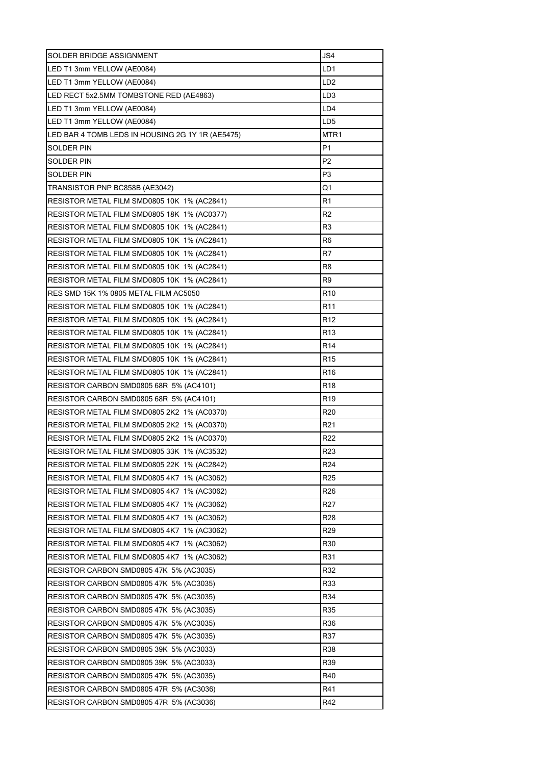| | |
|---|---|
| SOLDER BRIDGE ASSIGNMENT | JS4 |
| LED T1 3mm YELLOW (AE0084) | LD1 |
| LED T1 3mm YELLOW (AE0084) | LD2 |
| LED RECT 5x2.5MM TOMBSTONE RED (AE4863) | LD3 |
| LED T1 3mm YELLOW (AE0084) | LD4 |
| LED T1 3mm YELLOW (AE0084) | LD5 |
| LED BAR 4 TOMB LEDS IN HOUSING 2G 1Y 1R (AE5475) | MTR1 |
| SOLDER PIN | P1 |
| SOLDER PIN | P2 |
| SOLDER PIN | P3 |
| TRANSISTOR PNP BC858B (AE3042) | Q1 |
| RESISTOR METAL FILM SMD0805 10K 1% (AC2841) | R1 |
| RESISTOR METAL FILM SMD0805 18K 1% (AC0377) | R2 |
| RESISTOR METAL FILM SMD0805 10K 1% (AC2841) | R3 |
| RESISTOR METAL FILM SMD0805 10K 1% (AC2841) | R6 |
| RESISTOR METAL FILM SMD0805 10K 1% (AC2841) | R7 |
| RESISTOR METAL FILM SMD0805 10K 1% (AC2841) | R8 |
| RESISTOR METAL FILM SMD0805 10K 1% (AC2841) | R9 |
| RES SMD 15K 1% 0805 METAL FILM AC5050 | R10 |
| RESISTOR METAL FILM SMD0805 10K 1% (AC2841) | R11 |
| RESISTOR METAL FILM SMD0805 10K 1% (AC2841) | R12 |
| RESISTOR METAL FILM SMD0805 10K 1% (AC2841) | R13 |
| RESISTOR METAL FILM SMD0805 10K 1% (AC2841) | R14 |
| RESISTOR METAL FILM SMD0805 10K 1% (AC2841) | R15 |
| RESISTOR METAL FILM SMD0805 10K 1% (AC2841) | R16 |
| RESISTOR CARBON SMD0805 68R 5% (AC4101) | R18 |
| RESISTOR CARBON SMD0805 68R 5% (AC4101) | R19 |
| RESISTOR METAL FILM SMD0805 2K2 1% (AC0370) | R20 |
| RESISTOR METAL FILM SMD0805 2K2 1% (AC0370) | R21 |
| RESISTOR METAL FILM SMD0805 2K2 1% (AC0370) | R22 |
| RESISTOR METAL FILM SMD0805 33K 1% (AC3532) | R23 |
| RESISTOR METAL FILM SMD0805 22K 1% (AC2842) | R24 |
| RESISTOR METAL FILM SMD0805 4K7 1% (AC3062) | R25 |
| RESISTOR METAL FILM SMD0805 4K7 1% (AC3062) | R26 |
| RESISTOR METAL FILM SMD0805 4K7 1% (AC3062) | R27 |
| RESISTOR METAL FILM SMD0805 4K7 1% (AC3062) | R28 |
| RESISTOR METAL FILM SMD0805 4K7 1% (AC3062) | R29 |
| RESISTOR METAL FILM SMD0805 4K7 1% (AC3062) | R30 |
| RESISTOR METAL FILM SMD0805 4K7 1% (AC3062) | R31 |
| RESISTOR CARBON SMD0805 47K 5% (AC3035) | R32 |
| RESISTOR CARBON SMD0805 47K 5% (AC3035) | R33 |
| RESISTOR CARBON SMD0805 47K 5% (AC3035) | R34 |
| RESISTOR CARBON SMD0805 47K 5% (AC3035) | R35 |
| RESISTOR CARBON SMD0805 47K 5% (AC3035) | R36 |
| RESISTOR CARBON SMD0805 47K 5% (AC3035) | R37 |
| RESISTOR CARBON SMD0805 39K 5% (AC3033) | R38 |
| RESISTOR CARBON SMD0805 39K 5% (AC3033) | R39 |
| RESISTOR CARBON SMD0805 47K 5% (AC3035) | R40 |
| RESISTOR CARBON SMD0805 47R 5% (AC3036) | R41 |
| RESISTOR CARBON SMD0805 47R 5% (AC3036) | R42 |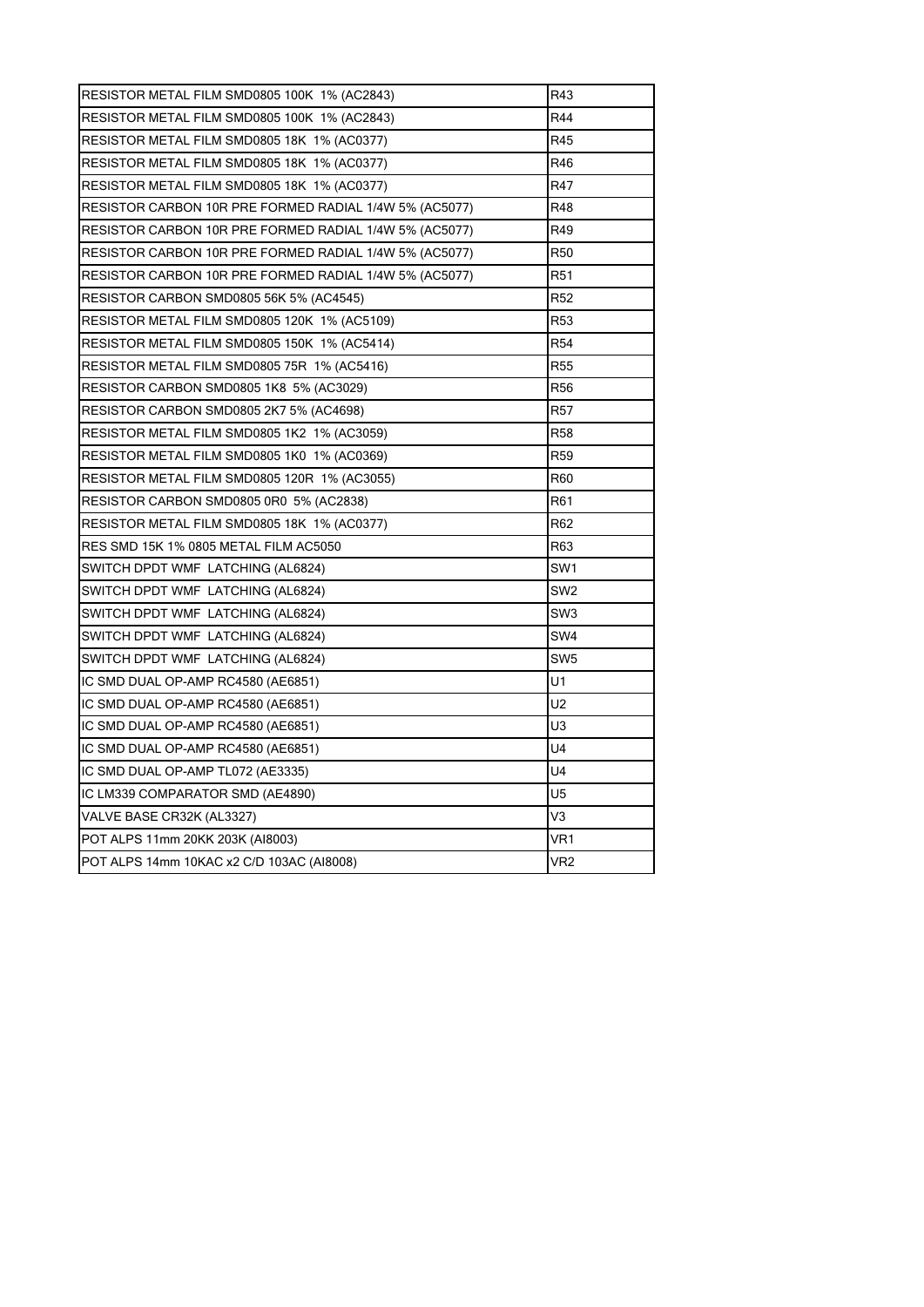| | |
|---|---|
| RESISTOR METAL FILM SMD0805 100K 1% (AC2843) | R43 |
| RESISTOR METAL FILM SMD0805 100K 1% (AC2843) | R44 |
| RESISTOR METAL FILM SMD0805 18K 1% (AC0377) | R45 |
| RESISTOR METAL FILM SMD0805 18K 1% (AC0377) | R46 |
| RESISTOR METAL FILM SMD0805 18K 1% (AC0377) | R47 |
| RESISTOR CARBON 10R PRE FORMED RADIAL 1/4W 5% (AC5077) | R48 |
| RESISTOR CARBON 10R PRE FORMED RADIAL 1/4W 5% (AC5077) | R49 |
| RESISTOR CARBON 10R PRE FORMED RADIAL 1/4W 5% (AC5077) | R50 |
| RESISTOR CARBON 10R PRE FORMED RADIAL 1/4W 5% (AC5077) | R51 |
| RESISTOR CARBON SMD0805 56K 5% (AC4545) | R52 |
| RESISTOR METAL FILM SMD0805 120K 1% (AC5109) | R53 |
| RESISTOR METAL FILM SMD0805 150K 1% (AC5414) | R54 |
| RESISTOR METAL FILM SMD0805 75R 1% (AC5416) | R55 |
| RESISTOR CARBON SMD0805 1K8 5% (AC3029) | R56 |
| RESISTOR CARBON SMD0805 2K7 5% (AC4698) | R57 |
| RESISTOR METAL FILM SMD0805 1K2 1% (AC3059) | R58 |
| RESISTOR METAL FILM SMD0805 1K0 1% (AC0369) | R59 |
| RESISTOR METAL FILM SMD0805 120R 1% (AC3055) | R60 |
| RESISTOR CARBON SMD0805 0R0 5% (AC2838) | R61 |
| RESISTOR METAL FILM SMD0805 18K 1% (AC0377) | R62 |
| RES SMD 15K 1% 0805 METAL FILM AC5050 | R63 |
| SWITCH DPDT WMF LATCHING (AL6824) | SW1 |
| SWITCH DPDT WMF LATCHING (AL6824) | SW2 |
| SWITCH DPDT WMF LATCHING (AL6824) | SW3 |
| SWITCH DPDT WMF LATCHING (AL6824) | SW4 |
| SWITCH DPDT WMF LATCHING (AL6824) | SW5 |
| IC SMD DUAL OP-AMP RC4580 (AE6851) | U1 |
| IC SMD DUAL OP-AMP RC4580 (AE6851) | U2 |
| IC SMD DUAL OP-AMP RC4580 (AE6851) | U3 |
| IC SMD DUAL OP-AMP RC4580 (AE6851) | U4 |
| IC SMD DUAL OP-AMP TL072 (AE3335) | U4 |
| IC LM339 COMPARATOR SMD (AE4890) | U5 |
| VALVE BASE CR32K (AL3327) | V3 |
| POT ALPS 11mm 20KK 203K (AI8003) | VR1 |
| POT ALPS 14mm 10KAC x2 C/D 103AC (AI8008) | VR2 |